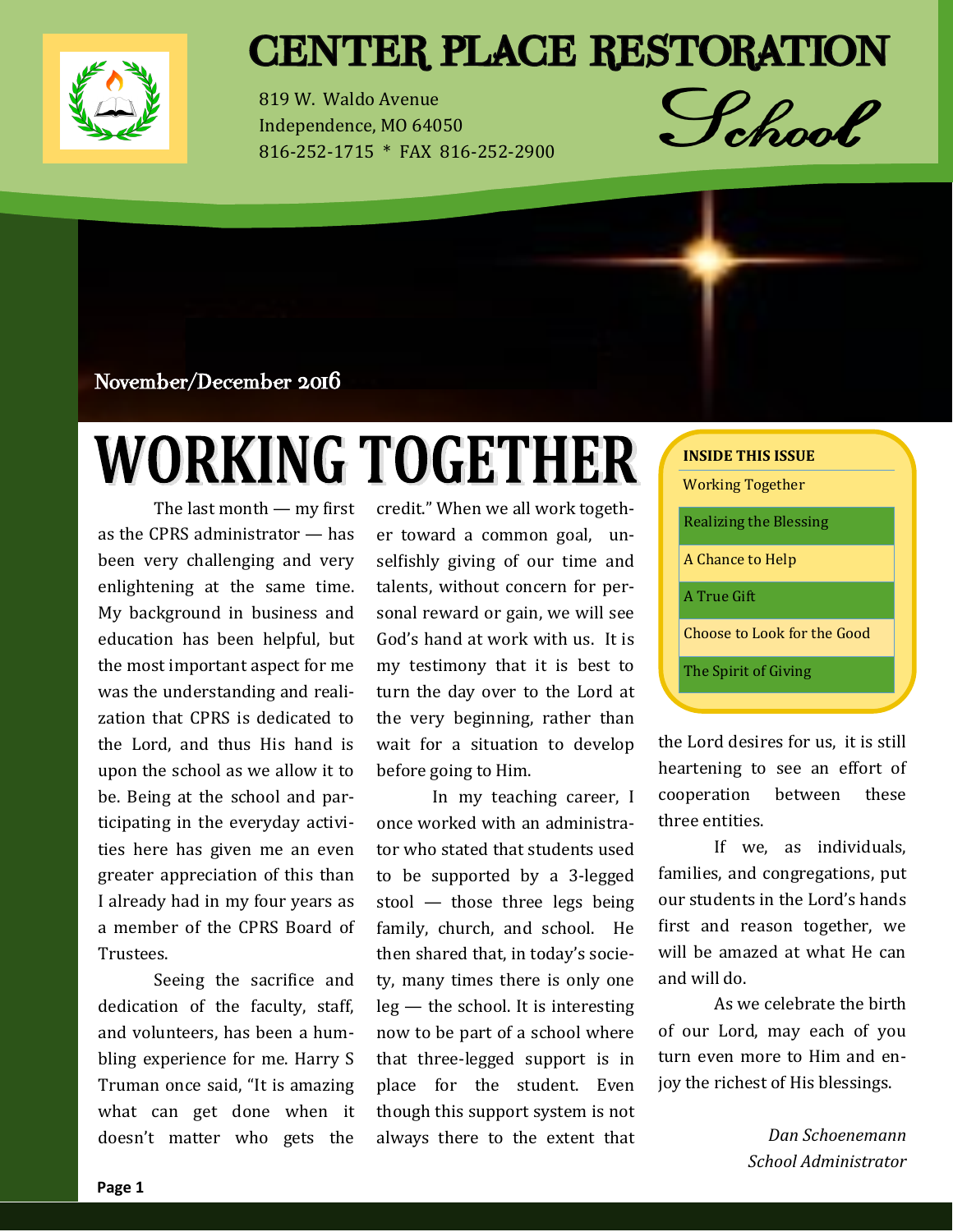# CENTER PLACE RESTORATION School

819 W. Waldo Avenue
Independence, MO 64050
816-252-1715 * FAX 816-252-2900

November/December 2016

**INSIDE THIS ISSUE**

- Working Together
- Realizing the Blessing
- A Chance to Help
- A True Gift
- Choose to Look for the Good
- The Spirit of Giving

# WORKING TOGETHER

The last month — my first as the CPRS administrator — has been very challenging and very enlightening at the same time. My background in business and education has been helpful, but the most important aspect for me was the understanding and realization that CPRS is dedicated to the Lord, and thus His hand is upon the school as we allow it to be. Being at the school and participating in the everyday activities here has given me an even greater appreciation of this than I already had in my four years as a member of the CPRS Board of Trustees.

Seeing the sacrifice and dedication of the faculty, staff, and volunteers, has been a humbling experience for me. Harry S Truman once said, "It is amazing what can get done when it doesn't matter who gets the credit." When we all work together toward a common goal, unselfishly giving of our time and talents, without concern for personal reward or gain, we will see God's hand at work with us. It is my testimony that it is best to turn the day over to the Lord at the very beginning, rather than wait for a situation to develop before going to Him.

In my teaching career, I once worked with an administrator who stated that students used to be supported by a 3-legged stool — those three legs being family, church, and school. He then shared that, in today's society, many times there is only one leg — the school. It is interesting now to be part of a school where that three-legged support is in place for the student. Even though this support system is not always there to the extent that the Lord desires for us, it is still heartening to see an effort of cooperation between these three entities.

If we, as individuals, families, and congregations, put our students in the Lord's hands first and reason together, we will be amazed at what He can and will do.

As we celebrate the birth of our Lord, may each of you turn even more to Him and enjoy the richest of His blessings.

*Dan Schoenemann*
*School Administrator*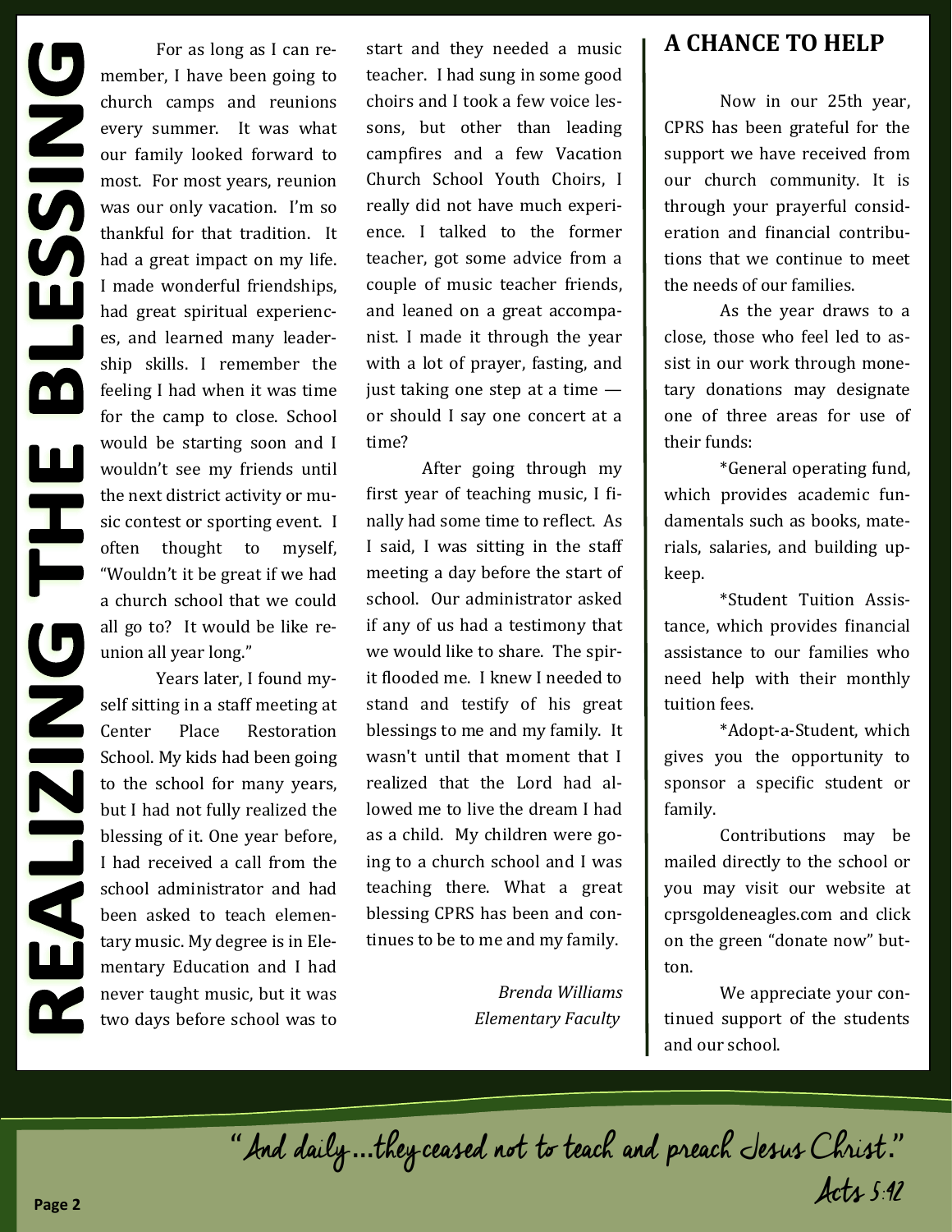# REALIZING THE BLESSING

For as long as I can remember, I have been going to church camps and reunions every summer. It was what our family looked forward to most. For most years, reunion was our only vacation. I'm so thankful for that tradition. It had a great impact on my life. I made wonderful friendships, had great spiritual experiences, and learned many leadership skills. I remember the feeling I had when it was time for the camp to close. School would be starting soon and I wouldn't see my friends until the next district activity or music contest or sporting event. I often thought to myself, "Wouldn't it be great if we had a church school that we could all go to? It would be like reunion all year long."

Years later, I found myself sitting in a staff meeting at Center Place Restoration School. My kids had been going to the school for many years, but I had not fully realized the blessing of it. One year before, I had received a call from the school administrator and had been asked to teach elementary music. My degree is in Elementary Education and I had never taught music, but it was two days before school was to start and they needed a music teacher. I had sung in some good choirs and I took a few voice lessons, but other than leading campfires and a few Vacation Church School Youth Choirs, I really did not have much experience. I talked to the former teacher, got some advice from a couple of music teacher friends, and leaned on a great accompanist. I made it through the year with a lot of prayer, fasting, and just taking one step at a time — or should I say one concert at a time?

After going through my first year of teaching music, I finally had some time to reflect. As I said, I was sitting in the staff meeting a day before the start of school. Our administrator asked if any of us had a testimony that we would like to share. The spirit flooded me. I knew I needed to stand and testify of his great blessings to me and my family. It wasn't until that moment that I realized that the Lord had allowed me to live the dream I had as a child. My children were going to a church school and I was teaching there. What a great blessing CPRS has been and continues to be to me and my family.

*Brenda Williams*
*Elementary Faculty*

## A CHANCE TO HELP

Now in our 25th year, CPRS has been grateful for the support we have received from our church community. It is through your prayerful consideration and financial contributions that we continue to meet the needs of our families.

As the year draws to a close, those who feel led to assist in our work through monetary donations may designate one of three areas for use of their funds:

*General operating fund, which provides academic fundamentals such as books, materials, salaries, and building upkeep.

*Student Tuition Assistance, which provides financial assistance to our families who need help with their monthly tuition fees.

*Adopt-a-Student, which gives you the opportunity to sponsor a specific student or family.

Contributions may be mailed directly to the school or you may visit our website at cprsgoldeneagles.com and click on the green "donate now" button.

We appreciate your continued support of the students and our school.

"And daily...they ceased not to teach and preach Jesus Christ."
Acts 5:42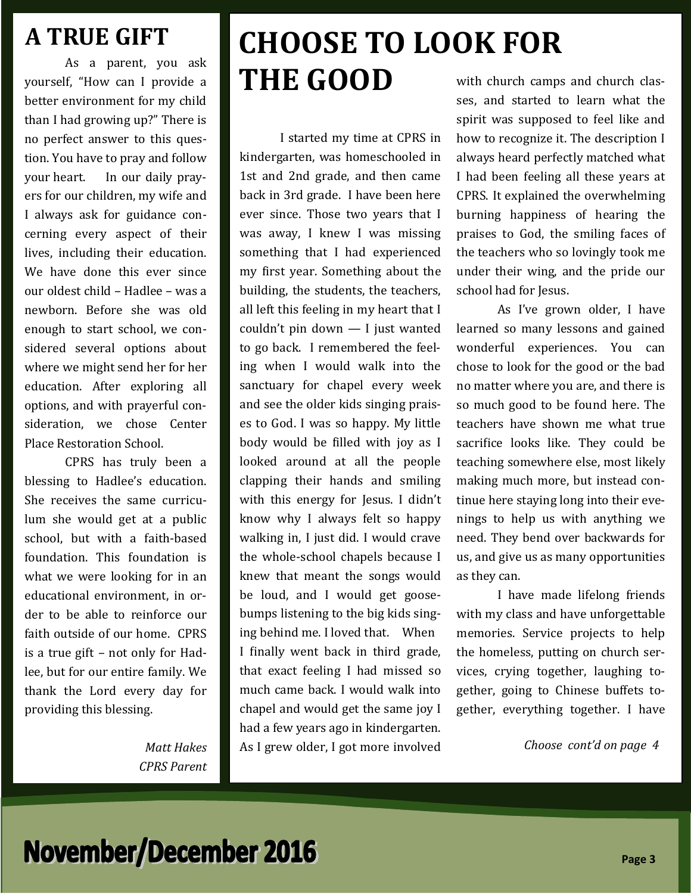## A TRUE GIFT

As a parent, you ask yourself, "How can I provide a better environment for my child than I had growing up?" There is no perfect answer to this question. You have to pray and follow your heart. In our daily prayers for our children, my wife and I always ask for guidance concerning every aspect of their lives, including their education. We have done this ever since our oldest child – Hadlee – was a newborn. Before she was old enough to start school, we considered several options about where we might send her for her education. After exploring all options, and with prayerful consideration, we chose Center Place Restoration School.

CPRS has truly been a blessing to Hadlee's education. She receives the same curriculum she would get at a public school, but with a faith-based foundation. This foundation is what we were looking for in an educational environment, in order to be able to reinforce our faith outside of our home. CPRS is a true gift – not only for Hadlee, but for our entire family. We thank the Lord every day for providing this blessing.

*Matt Hakes*
*CPRS Parent*

# CHOOSE TO LOOK FOR THE GOOD

I started my time at CPRS in kindergarten, was homeschooled in 1st and 2nd grade, and then came back in 3rd grade. I have been here ever since. Those two years that I was away, I knew I was missing something that I had experienced my first year. Something about the building, the students, the teachers, all left this feeling in my heart that I couldn't pin down — I just wanted to go back. I remembered the feeling when I would walk into the sanctuary for chapel every week and see the older kids singing praises to God. I was so happy. My little body would be filled with joy as I looked around at all the people clapping their hands and smiling with this energy for Jesus. I didn't know why I always felt so happy walking in, I just did. I would crave the whole-school chapels because I knew that meant the songs would be loud, and I would get goosebumps listening to the big kids singing behind me. I loved that. When I finally went back in third grade, that exact feeling I had missed so much came back. I would walk into chapel and would get the same joy I had a few years ago in kindergarten. As I grew older, I got more involved with church camps and church classes, and started to learn what the spirit was supposed to feel like and how to recognize it. The description I always heard perfectly matched what I had been feeling all these years at CPRS. It explained the overwhelming burning happiness of hearing the praises to God, the smiling faces of the teachers who so lovingly took me under their wing, and the pride our school had for Jesus.

As I've grown older, I have learned so many lessons and gained wonderful experiences. You can chose to look for the good or the bad no matter where you are, and there is so much good to be found here. The teachers have shown me what true sacrifice looks like. They could be teaching somewhere else, most likely making much more, but instead continue here staying long into their evenings to help us with anything we need. They bend over backwards for us, and give us as many opportunities as they can.

I have made lifelong friends with my class and have unforgettable memories. Service projects to help the homeless, putting on church services, crying together, laughing together, going to Chinese buffets together, everything together. I have

*Choose cont'd on page 4*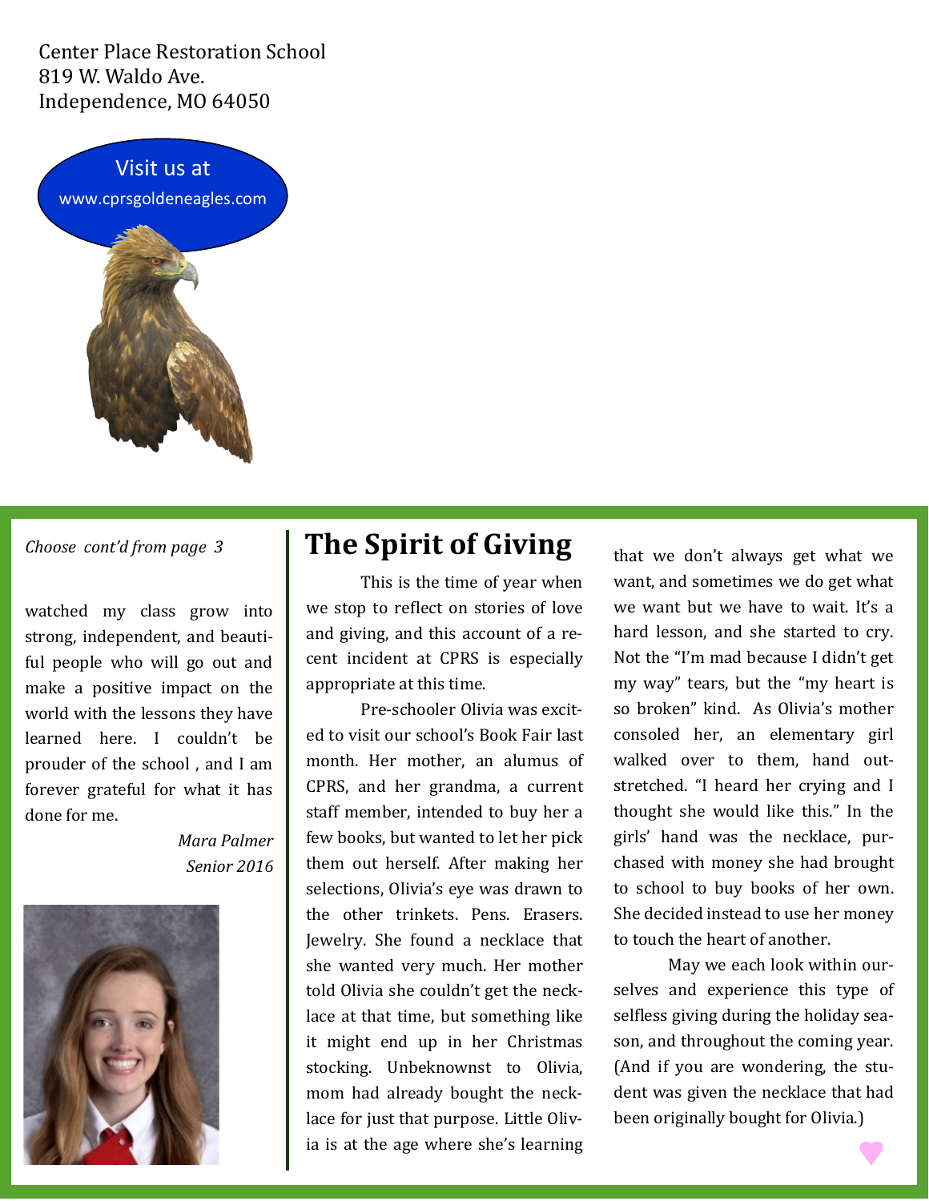Center Place Restoration School
819 W. Waldo Ave.
Independence, MO 64050

Visit us at
www.cprsgoldeneagles.com

*Choose cont'd from page 3*

watched my class grow into strong, independent, and beautiful people who will go out and make a positive impact on the world with the lessons they have learned here. I couldn't be prouder of the school , and I am forever grateful for what it has done for me.

*Mara Palmer*
*Senior 2016*

# The Spirit of Giving

This is the time of year when we stop to reflect on stories of love and giving, and this account of a recent incident at CPRS is especially appropriate at this time.

Pre-schooler Olivia was excited to visit our school's Book Fair last month. Her mother, an alumus of CPRS, and her grandma, a current staff member, intended to buy her a few books, but wanted to let her pick them out herself. After making her selections, Olivia's eye was drawn to the other trinkets. Pens. Erasers. Jewelry. She found a necklace that she wanted very much. Her mother told Olivia she couldn't get the necklace at that time, but something like it might end up in her Christmas stocking. Unbeknownst to Olivia, mom had already bought the necklace for just that purpose. Little Olivia is at the age where she's learning that we don't always get what we want, and sometimes we do get what we want but we have to wait. It's a hard lesson, and she started to cry. Not the "I'm mad because I didn't get my way" tears, but the "my heart is so broken" kind. As Olivia's mother consoled her, an elementary girl walked over to them, hand outstretched. "I heard her crying and I thought she would like this." In the girls' hand was the necklace, purchased with money she had brought to school to buy books of her own. She decided instead to use her money to touch the heart of another.

May we each look within ourselves and experience this type of selfless giving during the holiday season, and throughout the coming year. (And if you are wondering, the student was given the necklace that had been originally bought for Olivia.)